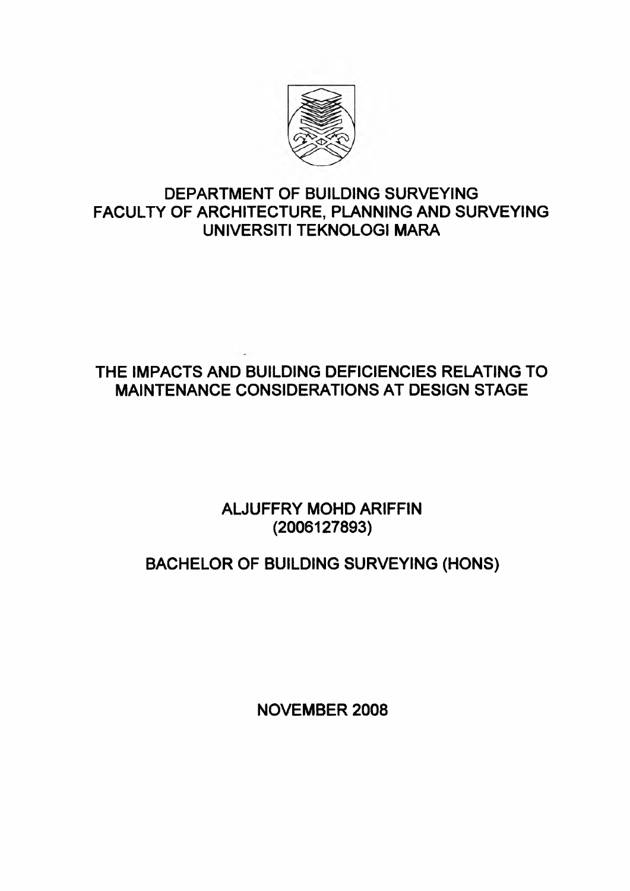DEPARTMENT OF BUILDING SURVEYING
FACULTY OF ARCHITECTURE, PLANNING AND SURVEYING
UNIVERSITI TEKNOLOGI MARA

# THE IMPACTS AND BUILDING DEFICIENCIES RELATING TO MAINTENANCE CONSIDERATIONS AT DESIGN STAGE

ALJUFFRY MOHD ARIFFIN
(2006127893)

BACHELOR OF BUILDING SURVEYING (HONS)

NOVEMBER 2008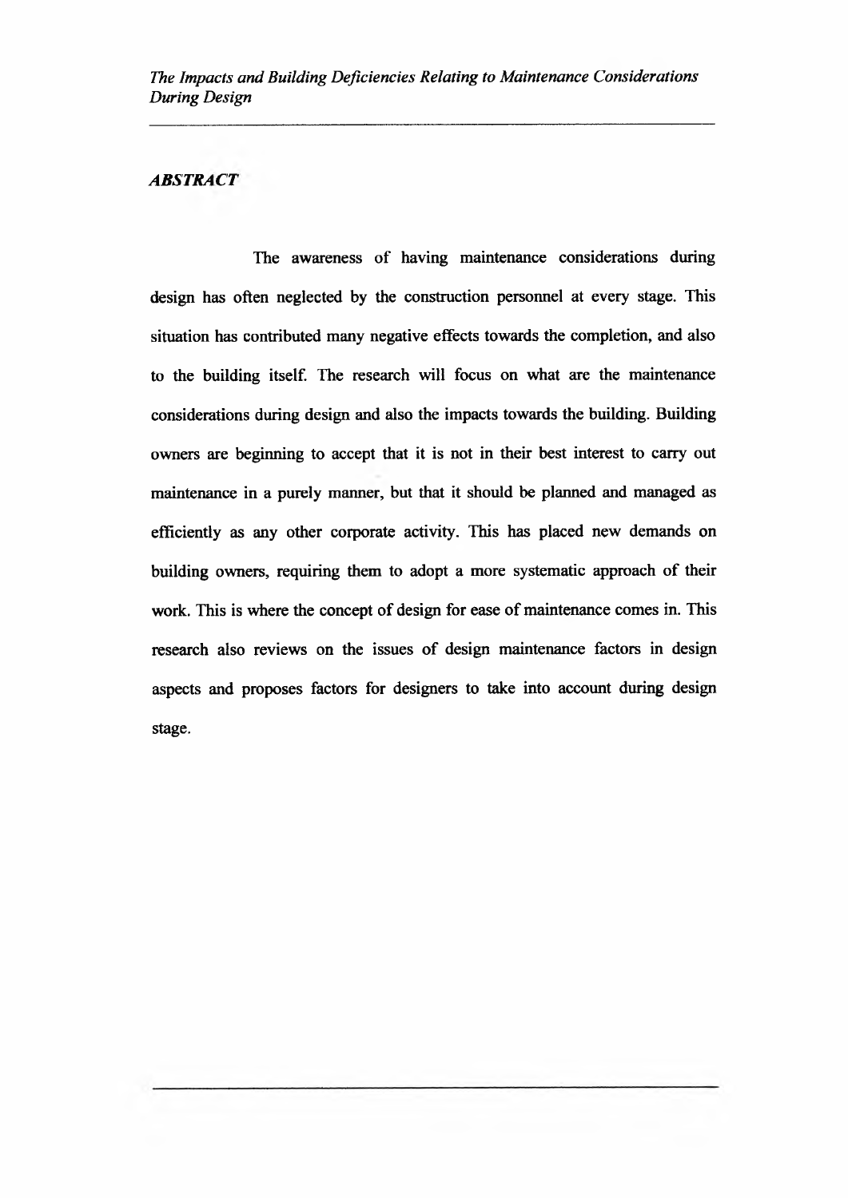## *ABSTRACT*

The awareness of having maintenance considerations during design has often neglected by the construction personnel at every stage. This situation has contributed many negative effects towards the completion, and also to the building itself. The research will focus on what are the maintenance considerations during design and also the impacts towards the building. Building owners are beginning to accept that it is not in their best interest to carry out maintenance in a purely manner, but that it should be planned and managed as efficiently as any other corporate activity. This has placed new demands on building owners, requiring them to adopt a more systematic approach of their work. This is where the concept of design for ease of maintenance comes in. This research also reviews on the issues of design maintenance factors in design aspects and proposes factors for designers to take into account during design stage.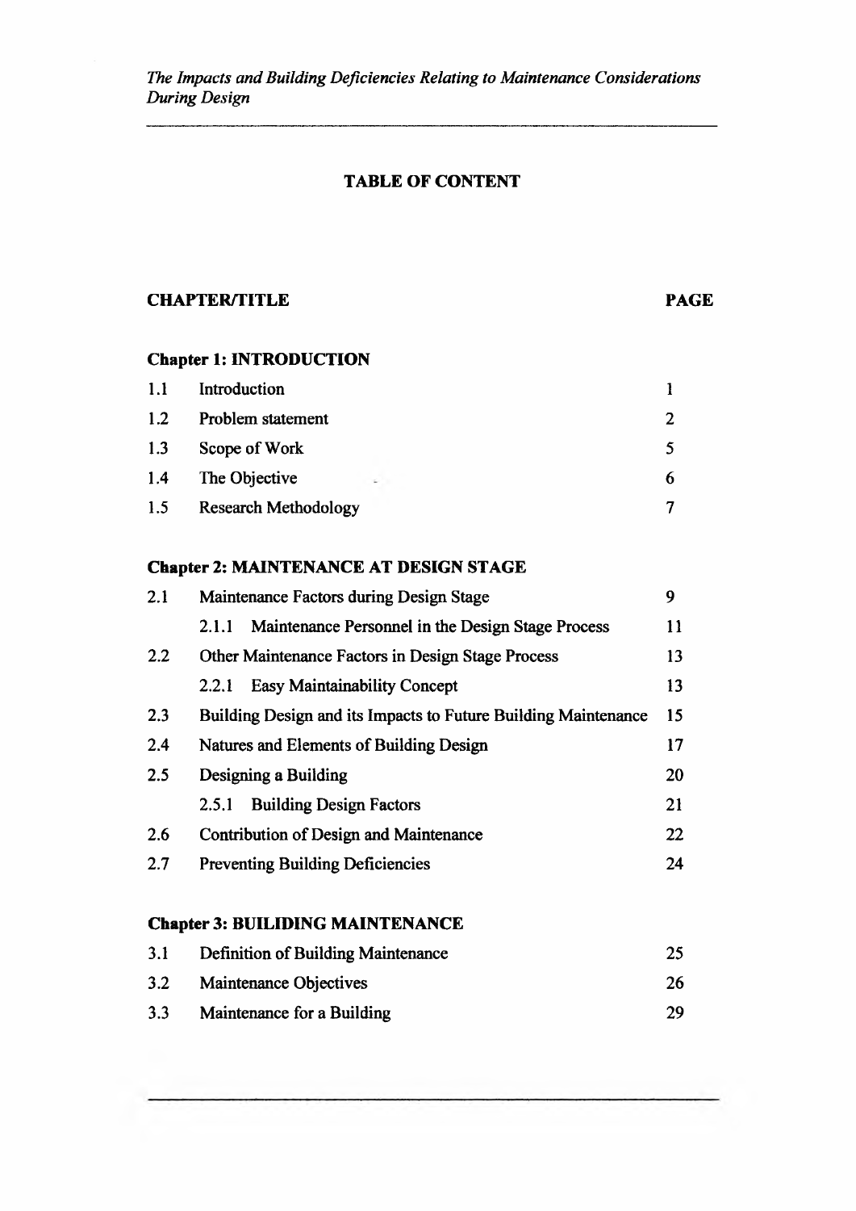## TABLE OF CONTENT

| CHAPTER/TITLE | | PAGE |
|---|---|---|
| **Chapter 1: INTRODUCTION** | | |
| 1.1 | Introduction | 1 |
| 1.2 | Problem statement | 2 |
| 1.3 | Scope of Work | 5 |
| 1.4 | The Objective | 6 |
| 1.5 | Research Methodology | 7 |
| **Chapter 2: MAINTENANCE AT DESIGN STAGE** | | |
| 2.1 | Maintenance Factors during Design Stage | 9 |
| | 2.1.1 Maintenance Personnel in the Design Stage Process | 11 |
| 2.2 | Other Maintenance Factors in Design Stage Process | 13 |
| | 2.2.1 Easy Maintainability Concept | 13 |
| 2.3 | Building Design and its Impacts to Future Building Maintenance | 15 |
| 2.4 | Natures and Elements of Building Design | 17 |
| 2.5 | Designing a Building | 20 |
| | 2.5.1 Building Design Factors | 21 |
| 2.6 | Contribution of Design and Maintenance | 22 |
| 2.7 | Preventing Building Deficiencies | 24 |
| **Chapter 3: BUILIDING MAINTENANCE** | | |
| 3.1 | Definition of Building Maintenance | 25 |
| 3.2 | Maintenance Objectives | 26 |
| 3.3 | Maintenance for a Building | 29 |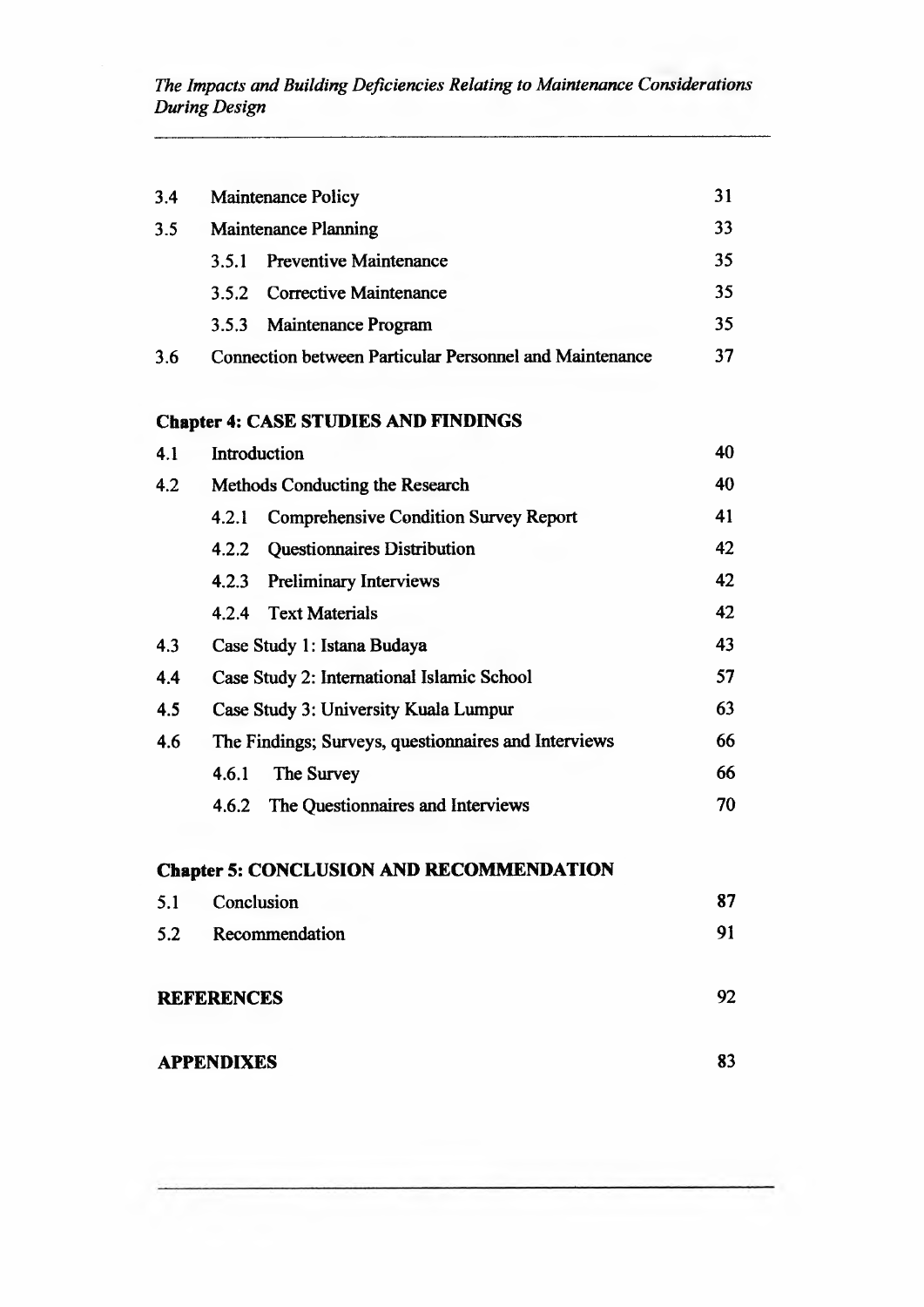| | | |
|---|---|---|
| 3.4 | Maintenance Policy | 31 |
| 3.5 | Maintenance Planning | 33 |
| | 3.5.1 Preventive Maintenance | 35 |
| | 3.5.2 Corrective Maintenance | 35 |
| | 3.5.3 Maintenance Program | 35 |
| 3.6 | Connection between Particular Personnel and Maintenance | 37 |

**Chapter 4: CASE STUDIES AND FINDINGS**

| | | |
|---|---|---|
| 4.1 | Introduction | 40 |
| 4.2 | Methods Conducting the Research | 40 |
| | 4.2.1 Comprehensive Condition Survey Report | 41 |
| | 4.2.2 Questionnaires Distribution | 42 |
| | 4.2.3 Preliminary Interviews | 42 |
| | 4.2.4 Text Materials | 42 |
| 4.3 | Case Study 1: Istana Budaya | 43 |
| 4.4 | Case Study 2: International Islamic School | 57 |
| 4.5 | Case Study 3: University Kuala Lumpur | 63 |
| 4.6 | The Findings; Surveys, questionnaires and Interviews | 66 |
| | 4.6.1 The Survey | 66 |
| | 4.6.2 The Questionnaires and Interviews | 70 |

**Chapter 5: CONCLUSION AND RECOMMENDATION**

| | | |
|---|---|---|
| 5.1 | Conclusion | 87 |
| 5.2 | Recommendation | 91 |

| | |
|---|---|
| **REFERENCES** | 92 |
| **APPENDIXES** | 83 |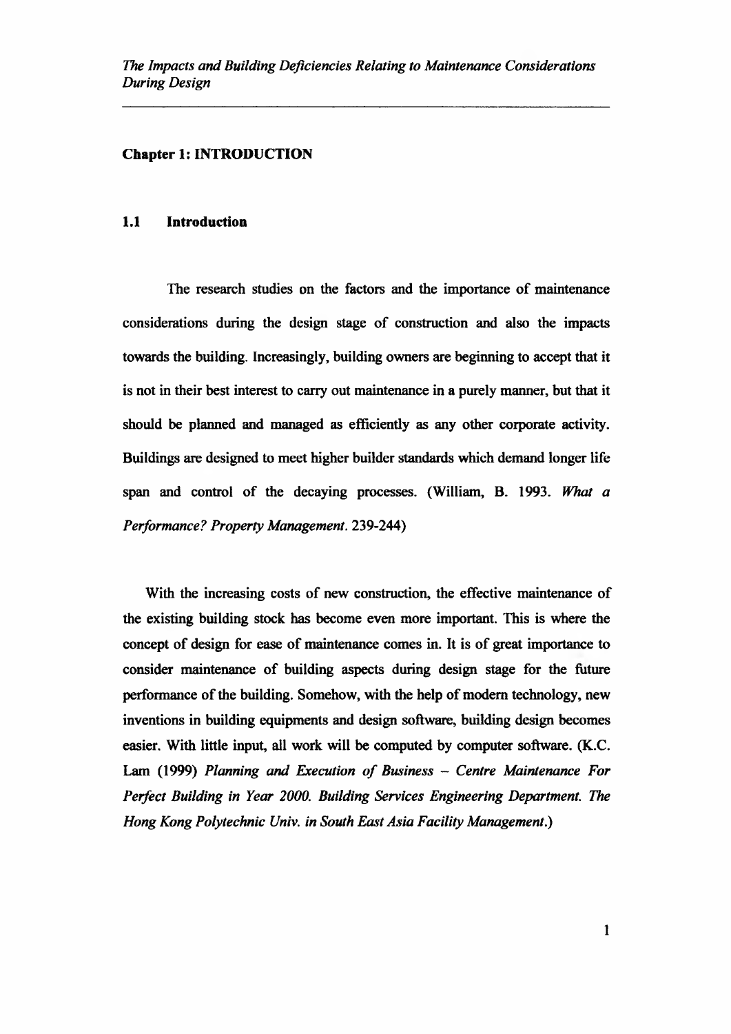## Chapter 1: INTRODUCTION

### 1.1 Introduction

The research studies on the factors and the importance of maintenance considerations during the design stage of construction and also the impacts towards the building. Increasingly, building owners are beginning to accept that it is not in their best interest to carry out maintenance in a purely manner, but that it should be planned and managed as efficiently as any other corporate activity. Buildings are designed to meet higher builder standards which demand longer life span and control of the decaying processes. (William, B. 1993. *What a Performance? Property Management*. 239-244)

With the increasing costs of new construction, the effective maintenance of the existing building stock has become even more important. This is where the concept of design for ease of maintenance comes in. It is of great importance to consider maintenance of building aspects during design stage for the future performance of the building. Somehow, with the help of modern technology, new inventions in building equipments and design software, building design becomes easier. With little input, all work will be computed by computer software. (K.C. Lam (1999) *Planning and Execution of Business – Centre Maintenance For Perfect Building in Year 2000. Building Services Engineering Department. The Hong Kong Polytechnic Univ. in South East Asia Facility Management.*)